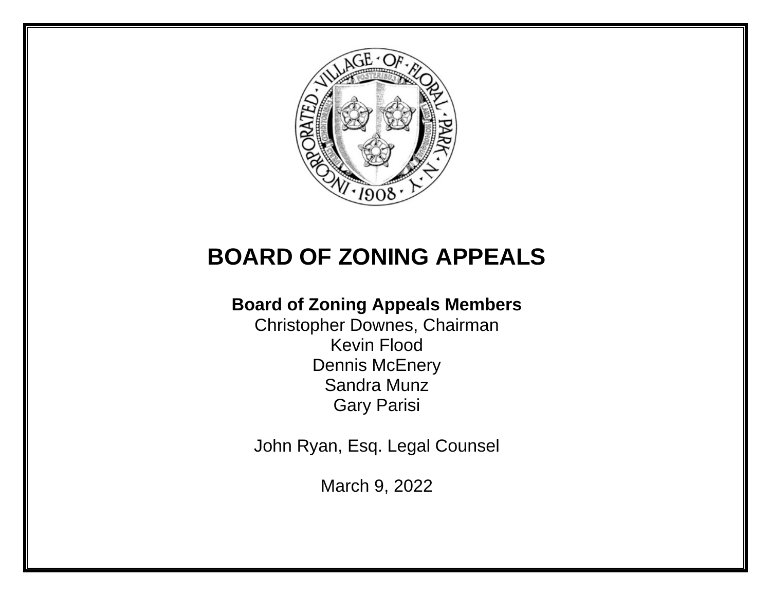# BOARD OF ZONING APPEALS

**Board of Zoning Appeals Members**

Christopher Downes, Chairman
Kevin Flood
Dennis McEnery
Sandra Munz
Gary Parisi

John Ryan, Esq. Legal Counsel

March 9, 2022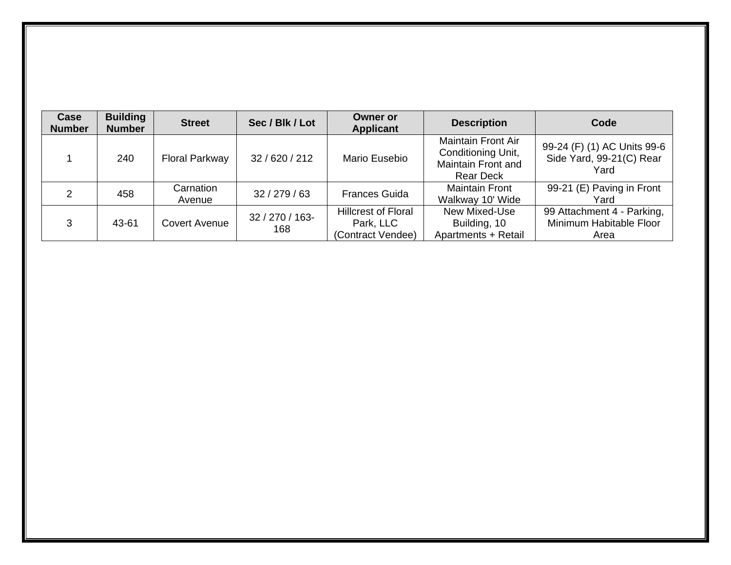| Case Number | Building Number | Street | Sec / Blk / Lot | Owner or Applicant | Description | Code |
|---|---|---|---|---|---|---|
| 1 | 240 | Floral Parkway | 32 / 620 / 212 | Mario Eusebio | Maintain Front Air Conditioning Unit, Maintain Front and Rear Deck | 99-24 (F) (1) AC Units 99-6 Side Yard, 99-21(C) Rear Yard |
| 2 | 458 | Carnation Avenue | 32 / 279 / 63 | Frances Guida | Maintain Front Walkway 10' Wide | 99-21 (E) Paving in Front Yard |
| 3 | 43-61 | Covert Avenue | 32 / 270 / 163-168 | Hillcrest of Floral Park, LLC (Contract Vendee) | New Mixed-Use Building, 10 Apartments + Retail | 99 Attachment 4 - Parking, Minimum Habitable Floor Area |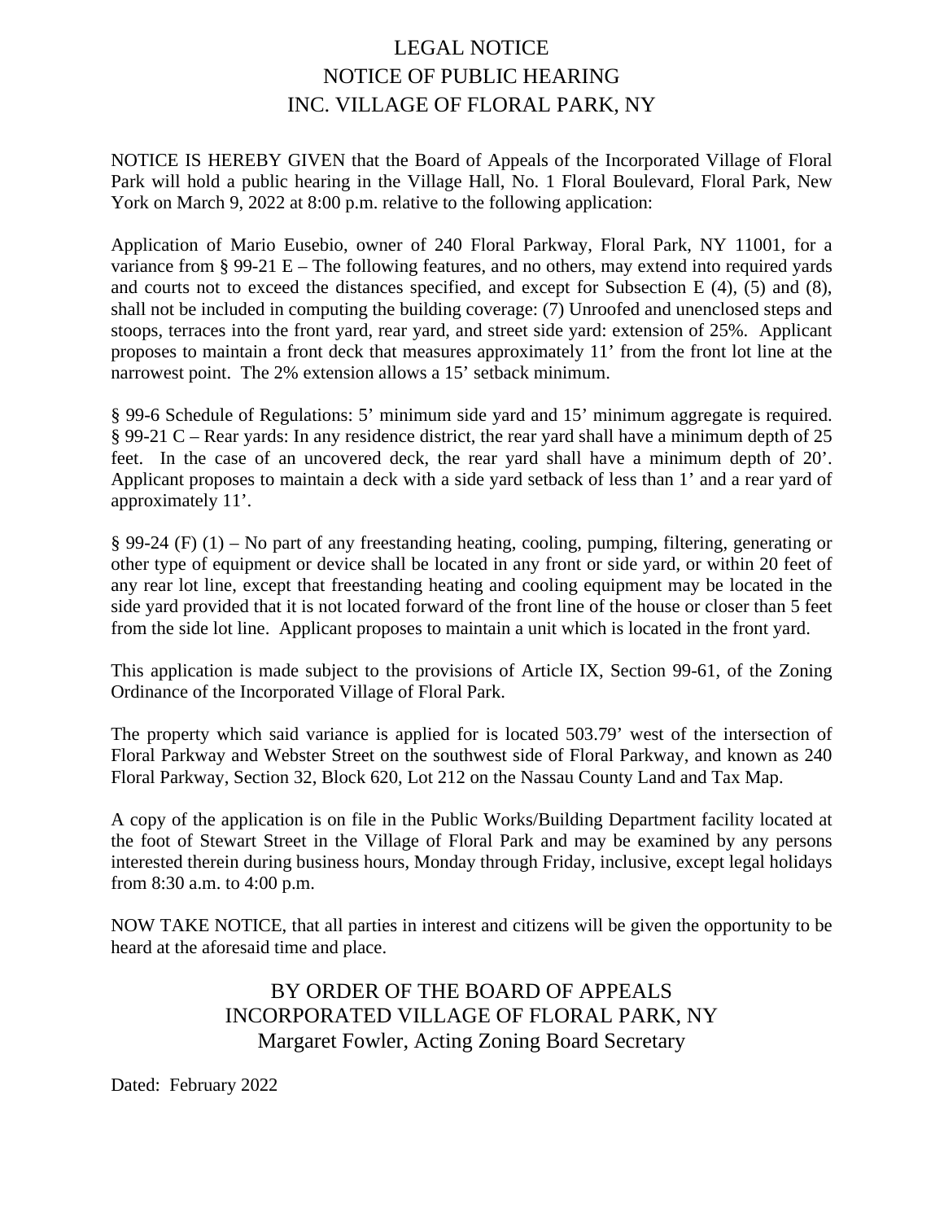# LEGAL NOTICE
# NOTICE OF PUBLIC HEARING
# INC. VILLAGE OF FLORAL PARK, NY

NOTICE IS HEREBY GIVEN that the Board of Appeals of the Incorporated Village of Floral Park will hold a public hearing in the Village Hall, No. 1 Floral Boulevard, Floral Park, New York on March 9, 2022 at 8:00 p.m. relative to the following application:

Application of Mario Eusebio, owner of 240 Floral Parkway, Floral Park, NY 11001, for a variance from § 99-21 E – The following features, and no others, may extend into required yards and courts not to exceed the distances specified, and except for Subsection E (4), (5) and (8), shall not be included in computing the building coverage: (7) Unroofed and unenclosed steps and stoops, terraces into the front yard, rear yard, and street side yard: extension of 25%. Applicant proposes to maintain a front deck that measures approximately 11' from the front lot line at the narrowest point. The 2% extension allows a 15' setback minimum.

§ 99-6 Schedule of Regulations: 5' minimum side yard and 15' minimum aggregate is required. § 99-21 C – Rear yards: In any residence district, the rear yard shall have a minimum depth of 25 feet. In the case of an uncovered deck, the rear yard shall have a minimum depth of 20'. Applicant proposes to maintain a deck with a side yard setback of less than 1' and a rear yard of approximately 11'.

§ 99-24 (F) (1) – No part of any freestanding heating, cooling, pumping, filtering, generating or other type of equipment or device shall be located in any front or side yard, or within 20 feet of any rear lot line, except that freestanding heating and cooling equipment may be located in the side yard provided that it is not located forward of the front line of the house or closer than 5 feet from the side lot line. Applicant proposes to maintain a unit which is located in the front yard.

This application is made subject to the provisions of Article IX, Section 99-61, of the Zoning Ordinance of the Incorporated Village of Floral Park.

The property which said variance is applied for is located 503.79' west of the intersection of Floral Parkway and Webster Street on the southwest side of Floral Parkway, and known as 240 Floral Parkway, Section 32, Block 620, Lot 212 on the Nassau County Land and Tax Map.

A copy of the application is on file in the Public Works/Building Department facility located at the foot of Stewart Street in the Village of Floral Park and may be examined by any persons interested therein during business hours, Monday through Friday, inclusive, except legal holidays from 8:30 a.m. to 4:00 p.m.

NOW TAKE NOTICE, that all parties in interest and citizens will be given the opportunity to be heard at the aforesaid time and place.

BY ORDER OF THE BOARD OF APPEALS
INCORPORATED VILLAGE OF FLORAL PARK, NY
Margaret Fowler, Acting Zoning Board Secretary

Dated: February 2022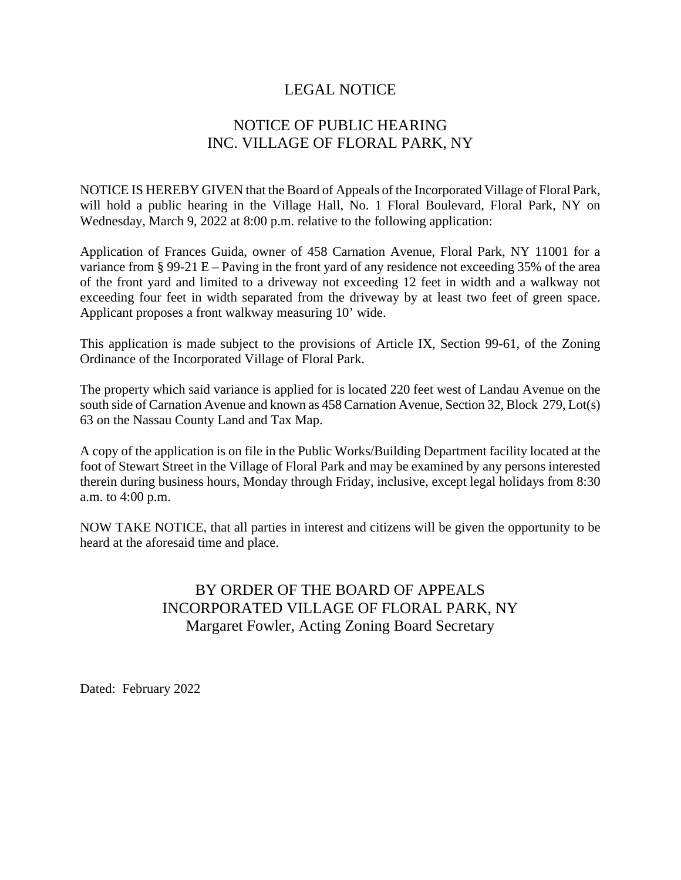# LEGAL NOTICE

## NOTICE OF PUBLIC HEARING
## INC. VILLAGE OF FLORAL PARK, NY

NOTICE IS HEREBY GIVEN that the Board of Appeals of the Incorporated Village of Floral Park, will hold a public hearing in the Village Hall, No. 1 Floral Boulevard, Floral Park, NY on Wednesday, March 9, 2022 at 8:00 p.m. relative to the following application:

Application of Frances Guida, owner of 458 Carnation Avenue, Floral Park, NY 11001 for a variance from § 99-21 E – Paving in the front yard of any residence not exceeding 35% of the area of the front yard and limited to a driveway not exceeding 12 feet in width and a walkway not exceeding four feet in width separated from the driveway by at least two feet of green space. Applicant proposes a front walkway measuring 10' wide.

This application is made subject to the provisions of Article IX, Section 99-61, of the Zoning Ordinance of the Incorporated Village of Floral Park.

The property which said variance is applied for is located 220 feet west of Landau Avenue on the south side of Carnation Avenue and known as 458 Carnation Avenue, Section 32, Block 279, Lot(s) 63 on the Nassau County Land and Tax Map.

A copy of the application is on file in the Public Works/Building Department facility located at the foot of Stewart Street in the Village of Floral Park and may be examined by any persons interested therein during business hours, Monday through Friday, inclusive, except legal holidays from 8:30 a.m. to 4:00 p.m.

NOW TAKE NOTICE, that all parties in interest and citizens will be given the opportunity to be heard at the aforesaid time and place.

BY ORDER OF THE BOARD OF APPEALS
INCORPORATED VILLAGE OF FLORAL PARK, NY
Margaret Fowler, Acting Zoning Board Secretary

Dated: February 2022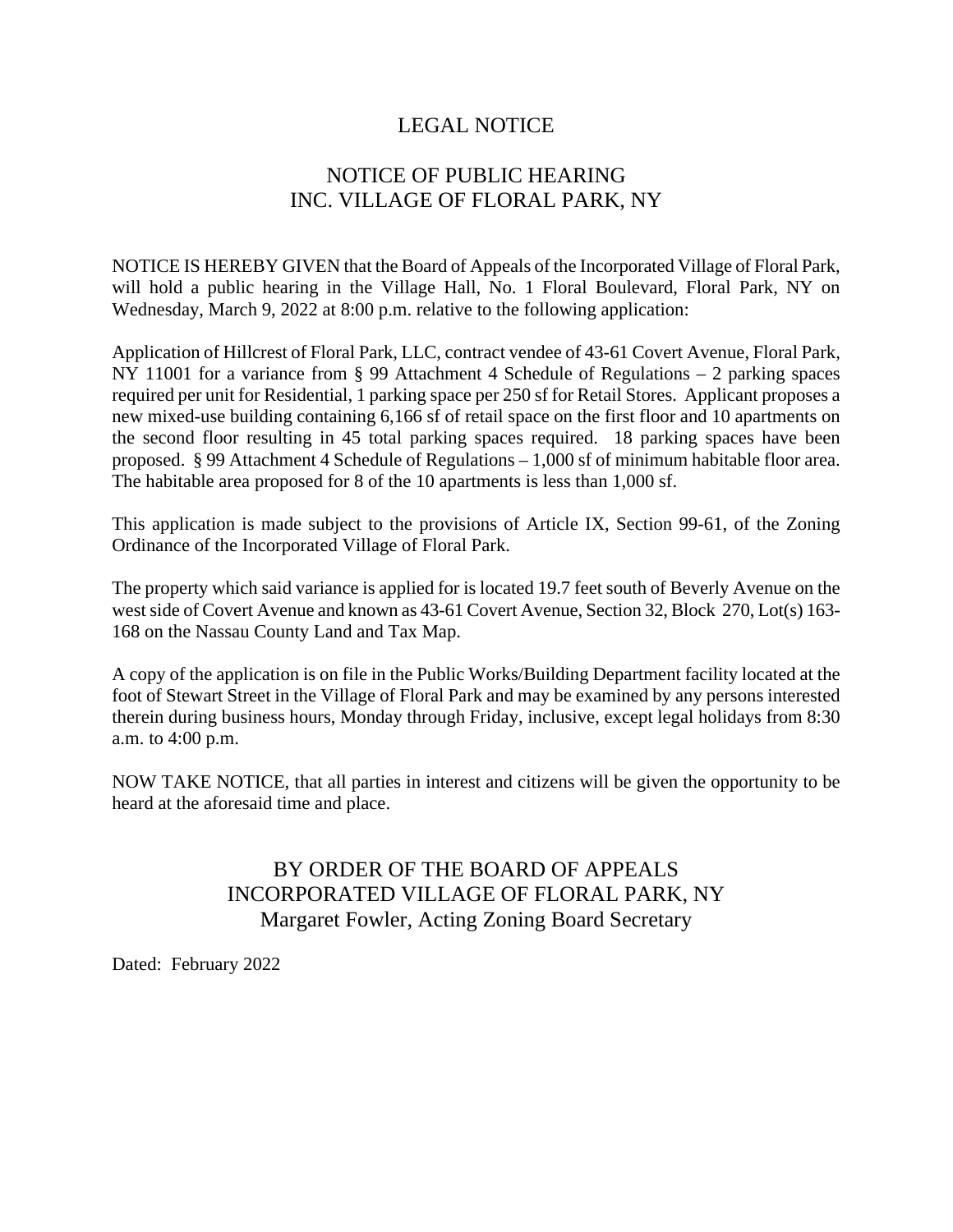# LEGAL NOTICE

## NOTICE OF PUBLIC HEARING
## INC. VILLAGE OF FLORAL PARK, NY

NOTICE IS HEREBY GIVEN that the Board of Appeals of the Incorporated Village of Floral Park, will hold a public hearing in the Village Hall, No. 1 Floral Boulevard, Floral Park, NY on Wednesday, March 9, 2022 at 8:00 p.m. relative to the following application:

Application of Hillcrest of Floral Park, LLC, contract vendee of 43-61 Covert Avenue, Floral Park, NY 11001 for a variance from § 99 Attachment 4 Schedule of Regulations – 2 parking spaces required per unit for Residential, 1 parking space per 250 sf for Retail Stores. Applicant proposes a new mixed-use building containing 6,166 sf of retail space on the first floor and 10 apartments on the second floor resulting in 45 total parking spaces required. 18 parking spaces have been proposed. § 99 Attachment 4 Schedule of Regulations – 1,000 sf of minimum habitable floor area. The habitable area proposed for 8 of the 10 apartments is less than 1,000 sf.

This application is made subject to the provisions of Article IX, Section 99-61, of the Zoning Ordinance of the Incorporated Village of Floral Park.

The property which said variance is applied for is located 19.7 feet south of Beverly Avenue on the west side of Covert Avenue and known as 43-61 Covert Avenue, Section 32, Block 270, Lot(s) 163-168 on the Nassau County Land and Tax Map.

A copy of the application is on file in the Public Works/Building Department facility located at the foot of Stewart Street in the Village of Floral Park and may be examined by any persons interested therein during business hours, Monday through Friday, inclusive, except legal holidays from 8:30 a.m. to 4:00 p.m.

NOW TAKE NOTICE, that all parties in interest and citizens will be given the opportunity to be heard at the aforesaid time and place.

BY ORDER OF THE BOARD OF APPEALS
INCORPORATED VILLAGE OF FLORAL PARK, NY
Margaret Fowler, Acting Zoning Board Secretary

Dated: February 2022